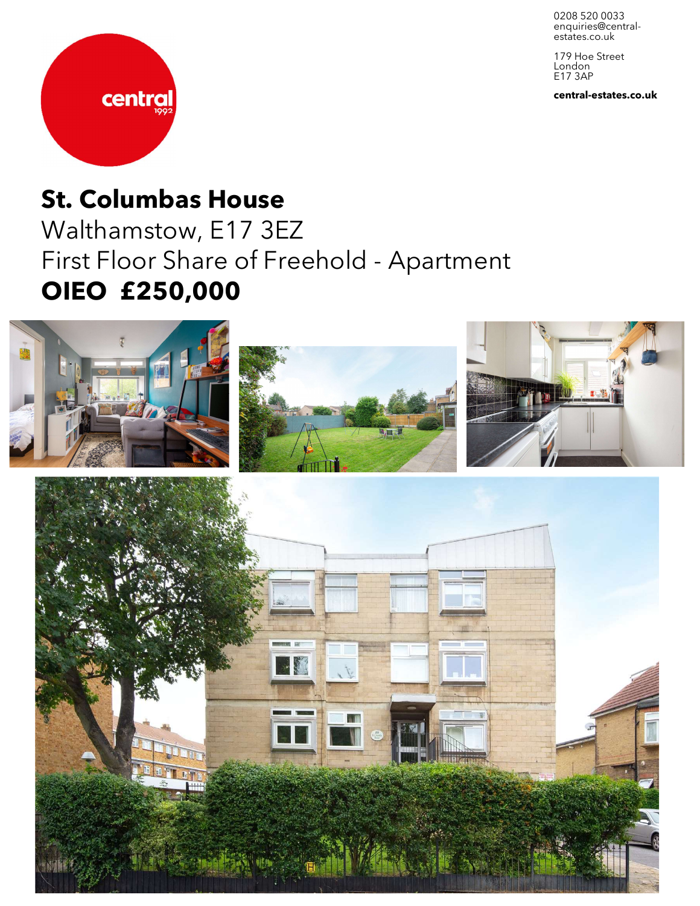0208 520 0033
enquiries@central-estates.co.uk

179 Hoe Street
London
E17 3AP

**central-estates.co.uk**

central 1992

# St. Columbas House

Walthamstow, E17 3EZ

First Floor Share of Freehold - Apartment

**OIEO £250,000**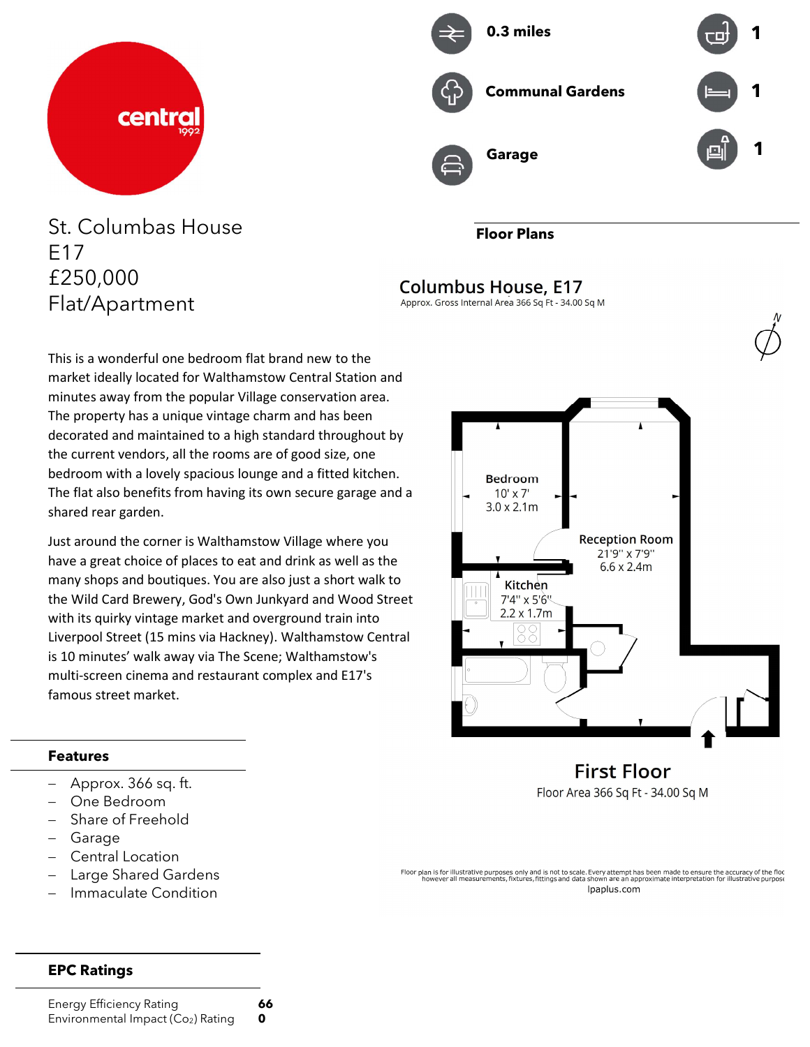central
1992

0.3 miles

Communal Gardens

Garage

1

1

1

St. Columbas House
E17
£250,000
Flat/Apartment

This is a wonderful one bedroom flat brand new to the market ideally located for Walthamstow Central Station and minutes away from the popular Village conservation area. The property has a unique vintage charm and has been decorated and maintained to a high standard throughout by the current vendors, all the rooms are of good size, one bedroom with a lovely spacious lounge and a fitted kitchen. The flat also benefits from having its own secure garage and a shared rear garden.

Just around the corner is Walthamstow Village where you have a great choice of places to eat and drink as well as the many shops and boutiques. You are also just a short walk to the Wild Card Brewery, God's Own Junkyard and Wood Street with its quirky vintage market and overground train into Liverpool Street (15 mins via Hackney). Walthamstow Central is 10 minutes' walk away via The Scene; Walthamstow's multi-screen cinema and restaurant complex and E17's famous street market.

## Features

- Approx. 366 sq. ft.
- One Bedroom
- Share of Freehold
- Garage
- Central Location
- Large Shared Gardens
- Immaculate Condition

## EPC Ratings

| | |
|---|---|
| Energy Efficiency Rating | **66** |
| Environmental Impact ($Co_2$) Rating | **0** |

## Floor Plans

Columbus House, E17
Approx. Gross Internal Area 366 Sq Ft - 34.00 Sq M

N

Bedroom
10' x 7'
3.0 x 2.1m

Reception Room
21'9" x 7'9"
6.6 x 2.4m

Kitchen
7'4" x 5'6"
2.2 x 1.7m

First Floor
Floor Area 366 Sq Ft - 34.00 Sq M

Floor plan is for illustrative purposes only and is not to scale. Every attempt has been made to ensure the accuracy of the floo however all measurements, fixtures, fittings and data shown are an approximate interpretation for illustrative purpose
lpaplus.com